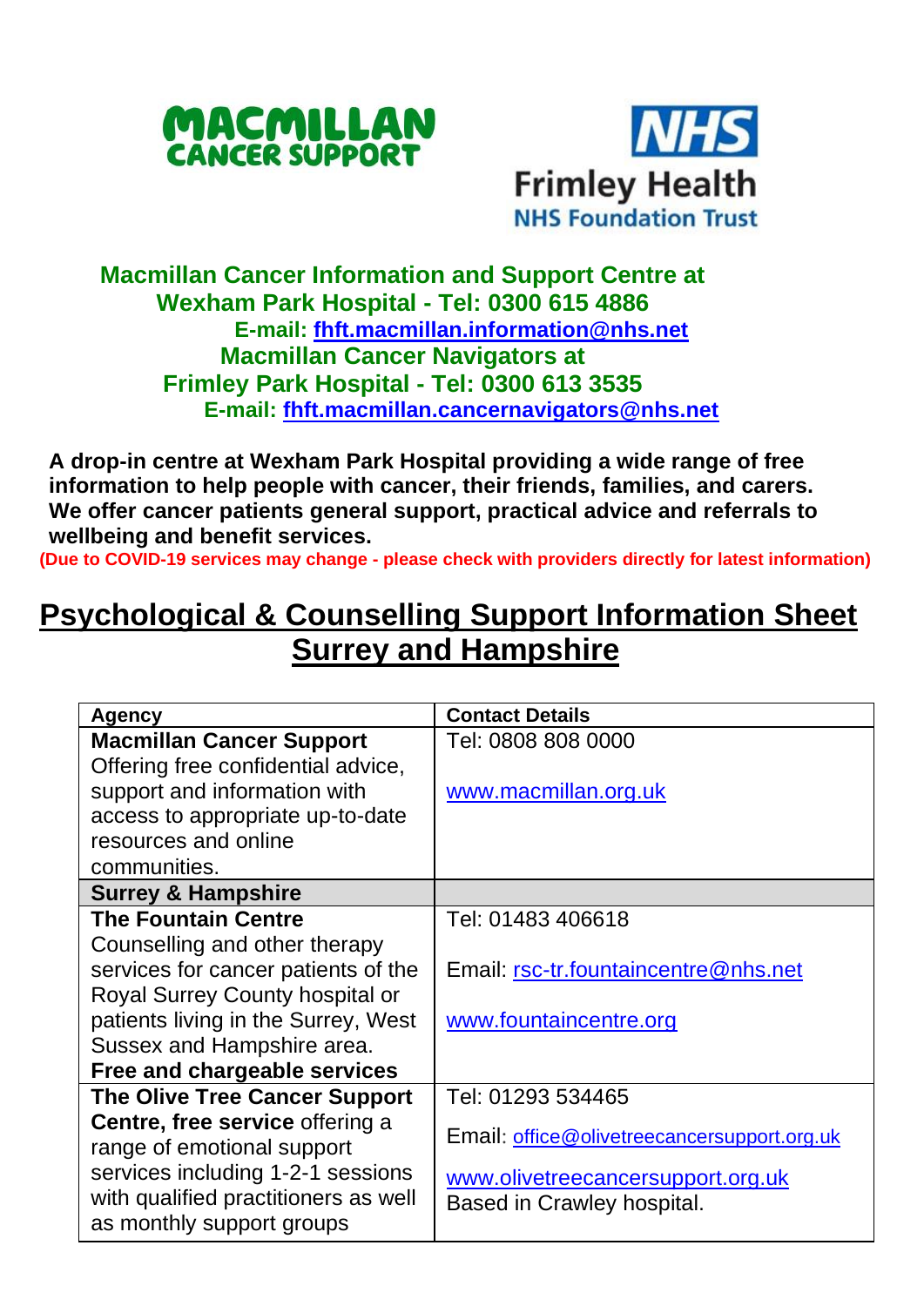MACMILLAN CANCER SUPPORT

NHS Frimley Health NHS Foundation Trust

**Macmillan Cancer Information and Support Centre at Wexham Park Hospital - Tel: 0300 615 4886**
**E-mail: fhft.macmillan.information@nhs.net**
**Macmillan Cancer Navigators at Frimley Park Hospital - Tel: 0300 613 3535**
**E-mail: fhft.macmillan.cancernavigators@nhs.net**

**A drop-in centre at Wexham Park Hospital providing a wide range of free information to help people with cancer, their friends, families, and carers. We offer cancer patients general support, practical advice and referrals to wellbeing and benefit services.**

**(Due to COVID-19 services may change - please check with providers directly for latest information)**

# Psychological & Counselling Support Information Sheet Surrey and Hampshire

| Agency | Contact Details |
|---|---|
| **Macmillan Cancer Support** Offering free confidential advice, support and information with access to appropriate up-to-date resources and online communities. | Tel: 0808 808 0000<br><br>www.macmillan.org.uk |
| **Surrey & Hampshire** | |
| **The Fountain Centre** Counselling and other therapy services for cancer patients of the Royal Surrey County hospital or patients living in the Surrey, West Sussex and Hampshire area. **Free and chargeable services** | Tel: 01483 406618<br><br>Email: rsc-tr.fountaincentre@nhs.net<br><br>www.fountaincentre.org |
| **The Olive Tree Cancer Support Centre, free service** offering a range of emotional support services including 1-2-1 sessions with qualified practitioners as well as monthly support groups | Tel: 01293 534465<br><br>Email: office@olivetreecancersupport.org.uk<br><br>www.olivetreecancersupport.org.uk<br>Based in Crawley hospital. |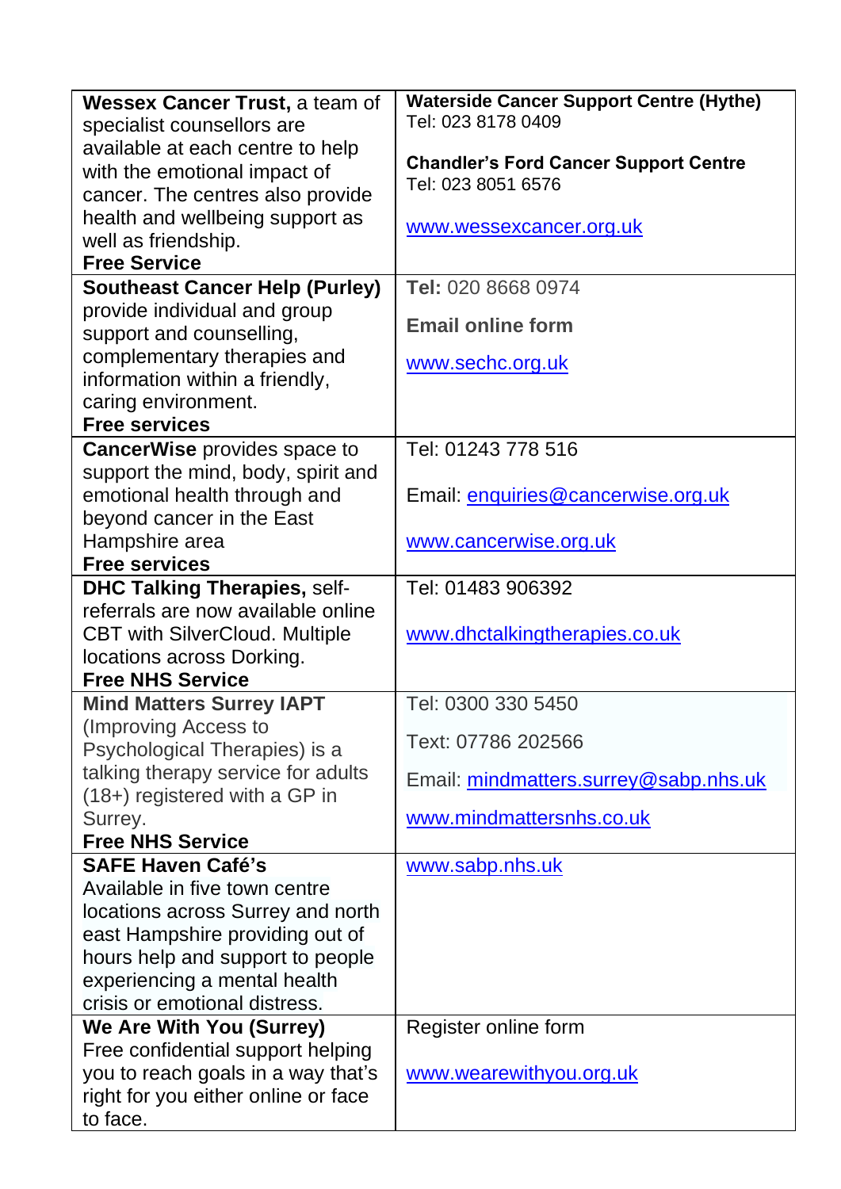| **Wessex Cancer Trust,** a team of specialist counsellors are available at each centre to help with the emotional impact of cancer. The centres also provide health and wellbeing support as well as friendship.<br>**Free Service** | **Waterside Cancer Support Centre (Hythe)**<br>Tel: 023 8178 0409<br><br>**Chandler's Ford Cancer Support Centre**<br>Tel: 023 8051 6576<br><br>www.wessexcancer.org.uk |
|---|---|
| **Southeast Cancer Help (Purley)** provide individual and group support and counselling, complementary therapies and information within a friendly, caring environment.<br>**Free services** | **Tel:** 020 8668 0974<br><br>**Email online form**<br><br>www.sechc.org.uk |
| **CancerWise** provides space to support the mind, body, spirit and emotional health through and beyond cancer in the East Hampshire area<br>**Free services** | Tel: 01243 778 516<br><br>Email: enquiries@cancerwise.org.uk<br><br>www.cancerwise.org.uk |
| **DHC Talking Therapies,** self-referrals are now available online CBT with SilverCloud. Multiple locations across Dorking.<br>**Free NHS Service** | Tel: 01483 906392<br><br>www.dhctalkingtherapies.co.uk |
| **Mind Matters Surrey IAPT** (Improving Access to Psychological Therapies) is a talking therapy service for adults (18+) registered with a GP in Surrey.<br>**Free NHS Service** | Tel: 0300 330 5450<br><br>Text: 07786 202566<br><br>Email: mindmatters.surrey@sabp.nhs.uk<br><br>www.mindmattersnhs.co.uk |
| **SAFE Haven Café's**<br>Available in five town centre locations across Surrey and north east Hampshire providing out of hours help and support to people experiencing a mental health crisis or emotional distress. | www.sabp.nhs.uk |
| **We Are With You (Surrey)**<br>Free confidential support helping you to reach goals in a way that's right for you either online or face to face. | Register online form<br><br>www.wearewithyou.org.uk |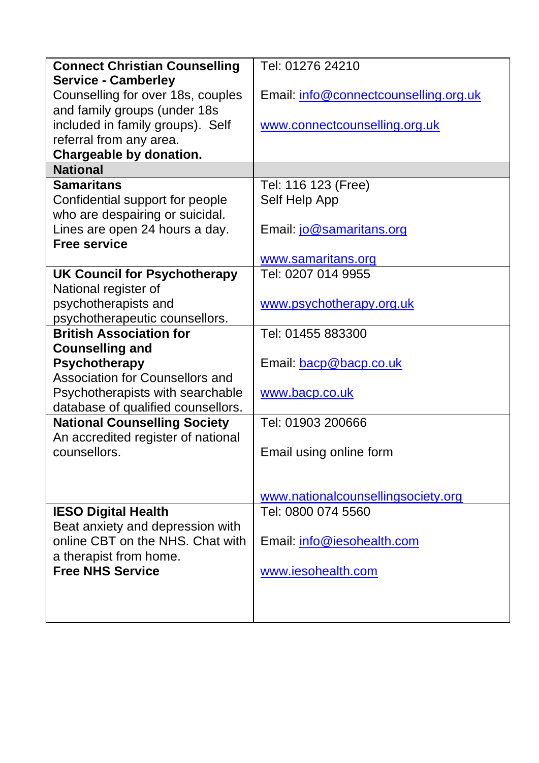| | |
|---|---|
| **Connect Christian Counselling Service - Camberley**<br>Counselling for over 18s, couples and family groups (under 18s included in family groups). Self referral from any area.<br>**Chargeable by donation.** | Tel: 01276 24210<br><br>Email: info@connectcounselling.org.uk<br><br>www.connectcounselling.org.uk |
| **National** | |
| **Samaritans**<br>Confidential support for people who are despairing or suicidal. Lines are open 24 hours a day.<br>**Free service** | Tel: 116 123 (Free)<br>Self Help App<br><br>Email: jo@samaritans.org<br><br>www.samaritans.org |
| **UK Council for Psychotherapy**<br>National register of psychotherapists and psychotherapeutic counsellors. | Tel: 0207 014 9955<br><br>www.psychotherapy.org.uk |
| **British Association for Counselling and Psychotherapy**<br>Association for Counsellors and Psychotherapists with searchable database of qualified counsellors. | Tel: 01455 883300<br><br>Email: bacp@bacp.co.uk<br><br>www.bacp.co.uk |
| **National Counselling Society**<br>An accredited register of national counsellors. | Tel: 01903 200666<br><br>Email using online form<br><br>www.nationalcounsellingsociety.org |
| **IESO Digital Health**<br>Beat anxiety and depression with online CBT on the NHS. Chat with a therapist from home.<br>**Free NHS Service** | Tel: 0800 074 5560<br><br>Email: info@iesohealth.com<br><br>www.iesohealth.com |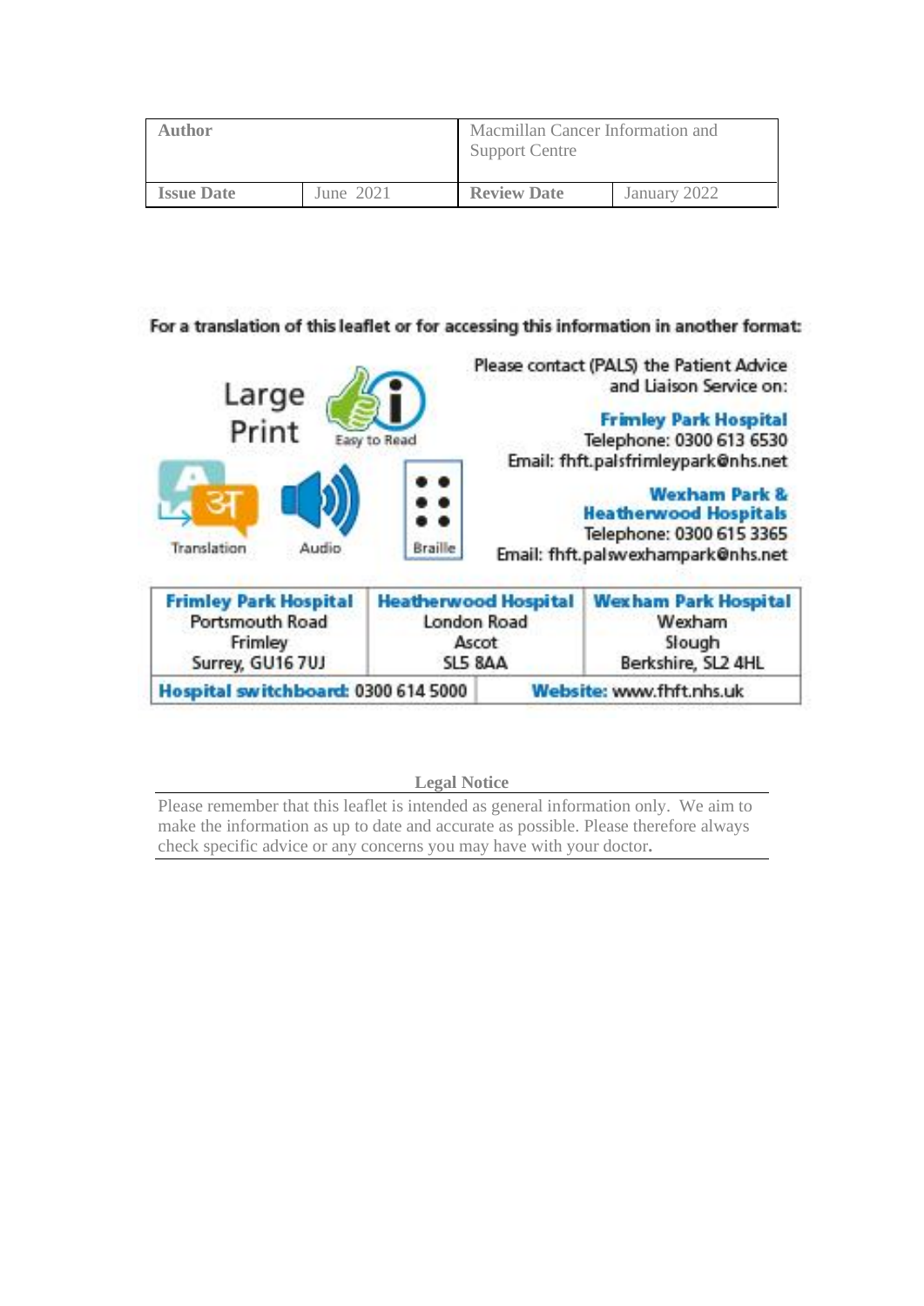| | | | |
|---|---|---|---|
| **Author** | | Macmillan Cancer Information and Support Centre | |
| **Issue Date** | June 2021 | **Review Date** | January 2022 |

**For a translation of this leaflet or for accessing this information in another format:**

Large Print

Easy to Read

Translation

Audio

Braille

Please contact (PALS) the Patient Advice and Liaison Service on:

**Frimley Park Hospital**
Telephone: 0300 613 6530
Email: fhft.palsfrimleypark@nhs.net

**Wexham Park & Heatherwood Hospitals**
Telephone: 0300 615 3365
Email: fhft.palswexhampark@nhs.net

| **Frimley Park Hospital** | **Heatherwood Hospital** | **Wexham Park Hospital** |
|---|---|---|
| Portsmouth Road<br>Frimley<br>Surrey, GU16 7UJ | London Road<br>Ascot<br>SL5 8AA | Wexham<br>Slough<br>Berkshire, SL2 4HL |

**Hospital switchboard:** 0300 614 5000

**Website:** www.fhft.nhs.uk

**Legal Notice**

Please remember that this leaflet is intended as general information only. We aim to make the information as up to date and accurate as possible. Please therefore always check specific advice or any concerns you may have with your doctor.